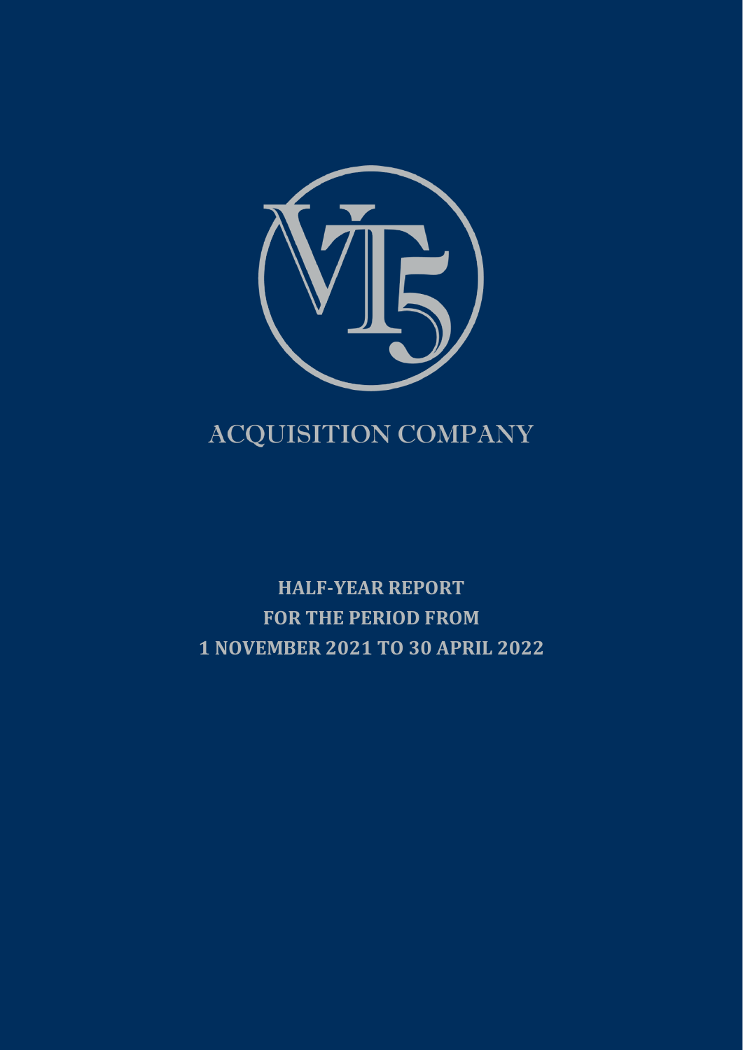# ACQUISITION COMPANY

**HALF-YEAR REPORT**
**FOR THE PERIOD FROM**
**1 NOVEMBER 2021 TO 30 APRIL 2022**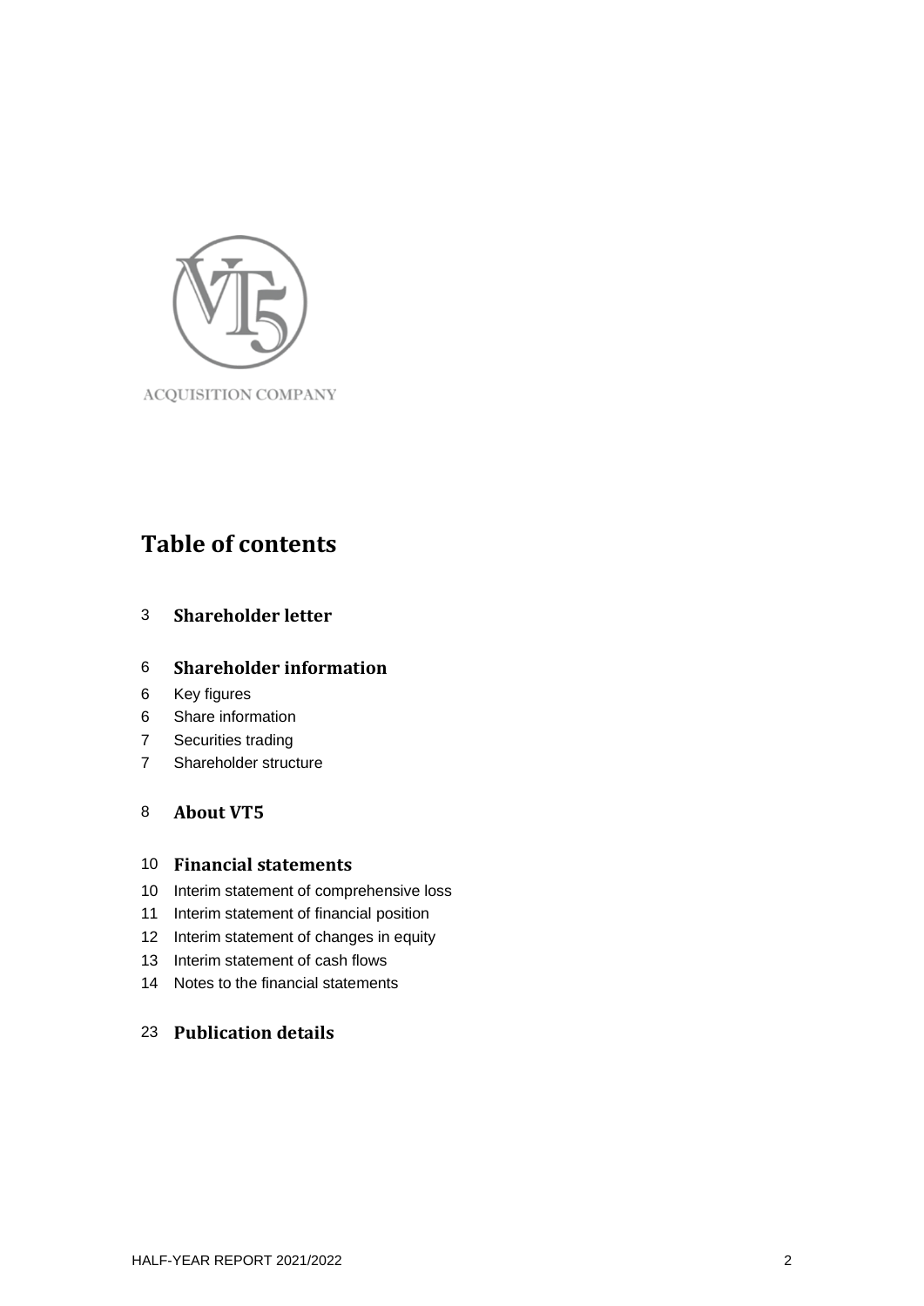ACQUISITION COMPANY

# Table of contents

3 **Shareholder letter**

6 **Shareholder information**

6 Key figures

6 Share information

7 Securities trading

7 Shareholder structure

8 **About VT5**

10 **Financial statements**

10 Interim statement of comprehensive loss

11 Interim statement of financial position

12 Interim statement of changes in equity

13 Interim statement of cash flows

14 Notes to the financial statements

23 **Publication details**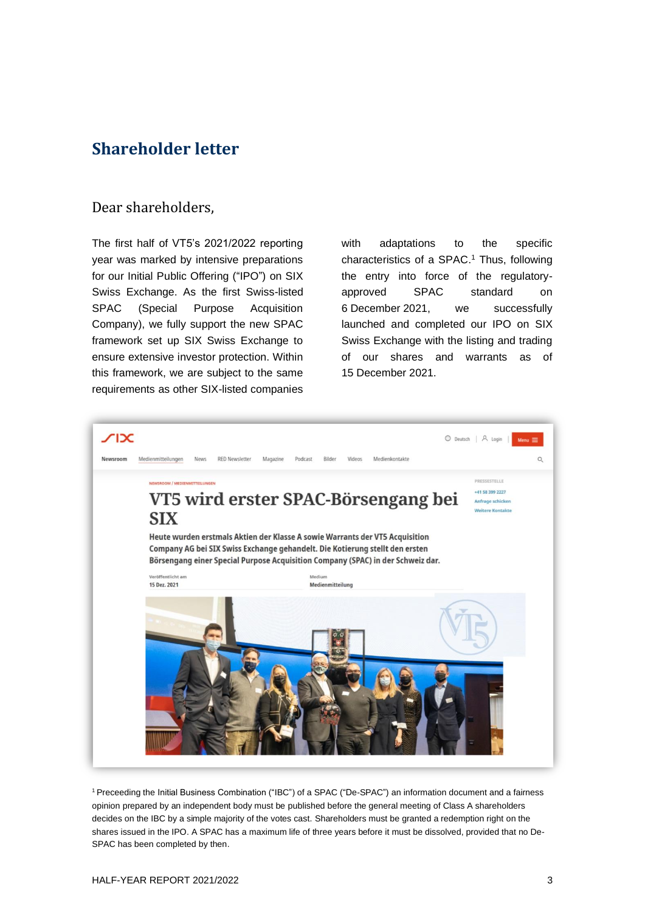# Shareholder letter

Dear shareholders,

The first half of VT5's 2021/2022 reporting year was marked by intensive preparations for our Initial Public Offering ("IPO") on SIX Swiss Exchange. As the first Swiss-listed SPAC (Special Purpose Acquisition Company), we fully support the new SPAC framework set up SIX Swiss Exchange to ensure extensive investor protection. Within this framework, we are subject to the same requirements as other SIX-listed companies with adaptations to the specific characteristics of a SPAC.[1] Thus, following the entry into force of the regulatory-approved SPAC standard on 6 December 2021, we successfully launched and completed our IPO on SIX Swiss Exchange with the listing and trading of our shares and warrants as of 15 December 2021.

[1] Preceeding the Initial Business Combination ("IBC") of a SPAC ("De-SPAC") an information document and a fairness opinion prepared by an independent body must be published before the general meeting of Class A shareholders decides on the IBC by a simple majority of the votes cast. Shareholders must be granted a redemption right on the shares issued in the IPO. A SPAC has a maximum life of three years before it must be dissolved, provided that no De-SPAC has been completed by then.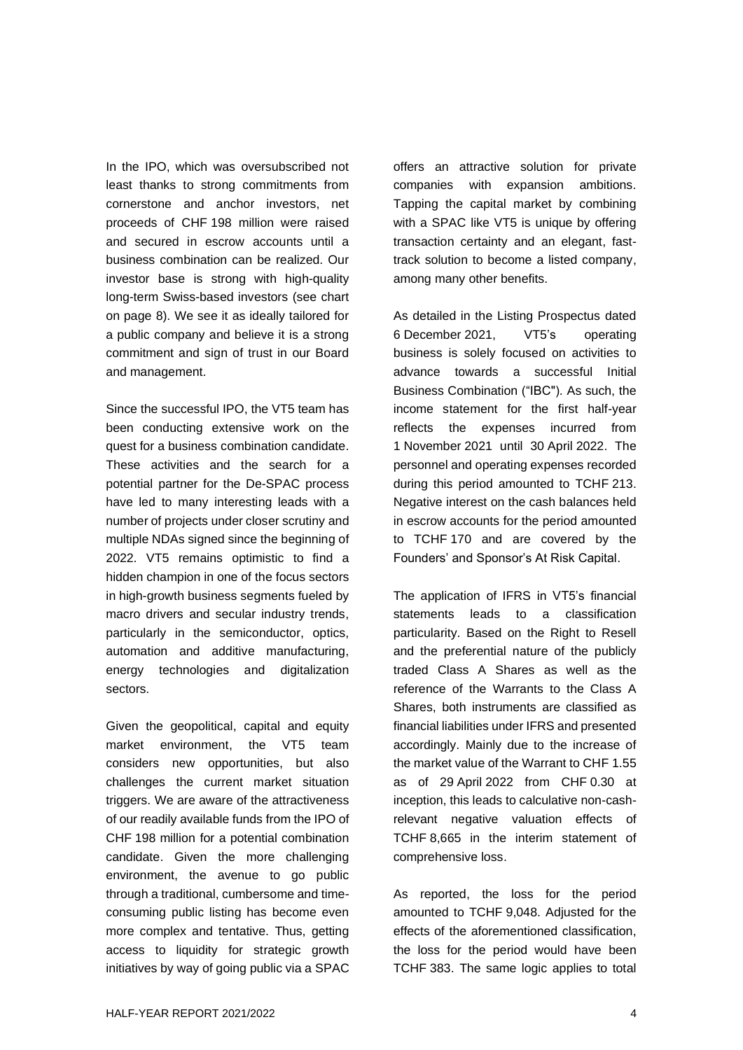In the IPO, which was oversubscribed not least thanks to strong commitments from cornerstone and anchor investors, net proceeds of CHF 198 million were raised and secured in escrow accounts until a business combination can be realized. Our investor base is strong with high-quality long-term Swiss-based investors (see chart on page 8). We see it as ideally tailored for a public company and believe it is a strong commitment and sign of trust in our Board and management.

Since the successful IPO, the VT5 team has been conducting extensive work on the quest for a business combination candidate. These activities and the search for a potential partner for the De-SPAC process have led to many interesting leads with a number of projects under closer scrutiny and multiple NDAs signed since the beginning of 2022. VT5 remains optimistic to find a hidden champion in one of the focus sectors in high-growth business segments fueled by macro drivers and secular industry trends, particularly in the semiconductor, optics, automation and additive manufacturing, energy technologies and digitalization sectors.

Given the geopolitical, capital and equity market environment, the VT5 team considers new opportunities, but also challenges the current market situation triggers. We are aware of the attractiveness of our readily available funds from the IPO of CHF 198 million for a potential combination candidate. Given the more challenging environment, the avenue to go public through a traditional, cumbersome and time-consuming public listing has become even more complex and tentative. Thus, getting access to liquidity for strategic growth initiatives by way of going public via a SPAC offers an attractive solution for private companies with expansion ambitions. Tapping the capital market by combining with a SPAC like VT5 is unique by offering transaction certainty and an elegant, fast-track solution to become a listed company, among many other benefits.

As detailed in the Listing Prospectus dated 6 December 2021, VT5's operating business is solely focused on activities to advance towards a successful Initial Business Combination ("IBC"). As such, the income statement for the first half-year reflects the expenses incurred from 1 November 2021 until 30 April 2022. The personnel and operating expenses recorded during this period amounted to TCHF 213. Negative interest on the cash balances held in escrow accounts for the period amounted to TCHF 170 and are covered by the Founders' and Sponsor's At Risk Capital.

The application of IFRS in VT5's financial statements leads to a classification particularity. Based on the Right to Resell and the preferential nature of the publicly traded Class A Shares as well as the reference of the Warrants to the Class A Shares, both instruments are classified as financial liabilities under IFRS and presented accordingly. Mainly due to the increase of the market value of the Warrant to CHF 1.55 as of 29 April 2022 from CHF 0.30 at inception, this leads to calculative non-cash-relevant negative valuation effects of TCHF 8,665 in the interim statement of comprehensive loss.

As reported, the loss for the period amounted to TCHF 9,048. Adjusted for the effects of the aforementioned classification, the loss for the period would have been TCHF 383. The same logic applies to total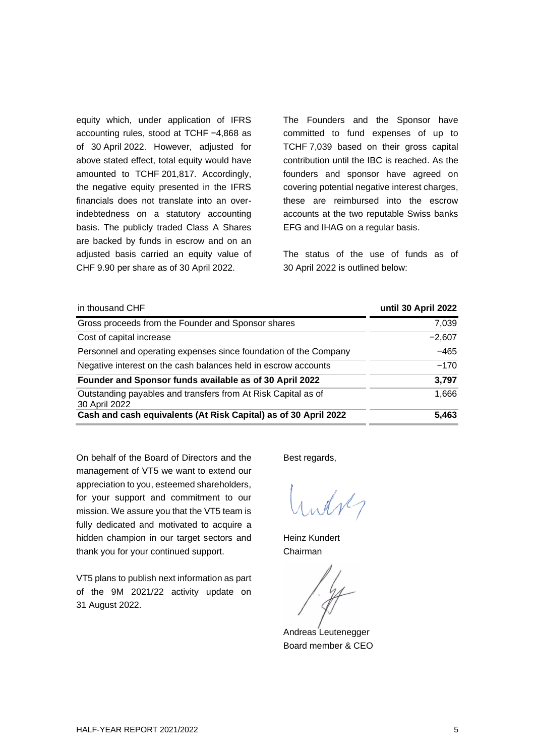equity which, under application of IFRS accounting rules, stood at TCHF −4,868 as of 30 April 2022. However, adjusted for above stated effect, total equity would have amounted to TCHF 201,817. Accordingly, the negative equity presented in the IFRS financials does not translate into an over-indebtedness on a statutory accounting basis. The publicly traded Class A Shares are backed by funds in escrow and on an adjusted basis carried an equity value of CHF 9.90 per share as of 30 April 2022.

The Founders and the Sponsor have committed to fund expenses of up to TCHF 7,039 based on their gross capital contribution until the IBC is reached. As the founders and sponsor have agreed on covering potential negative interest charges, these are reimbursed into the escrow accounts at the two reputable Swiss banks EFG and IHAG on a regular basis.

The status of the use of funds as of 30 April 2022 is outlined below:

| in thousand CHF | **until 30 April 2022** |
|---|---|
| Gross proceeds from the Founder and Sponsor shares | 7,039 |
| Cost of capital increase | −2,607 |
| Personnel and operating expenses since foundation of the Company | −465 |
| Negative interest on the cash balances held in escrow accounts | −170 |
| **Founder and Sponsor funds available as of 30 April 2022** | **3,797** |
| Outstanding payables and transfers from At Risk Capital as of 30 April 2022 | 1,666 |
| **Cash and cash equivalents (At Risk Capital) as of 30 April 2022** | **5,463** |

On behalf of the Board of Directors and the management of VT5 we want to extend our appreciation to you, esteemed shareholders, for your support and commitment to our mission. We assure you that the VT5 team is fully dedicated and motivated to acquire a hidden champion in our target sectors and thank you for your continued support.

VT5 plans to publish next information as part of the 9M 2021/22 activity update on 31 August 2022.

Best regards,

Heinz Kundert
Chairman

Andreas Leutenegger
Board member & CEO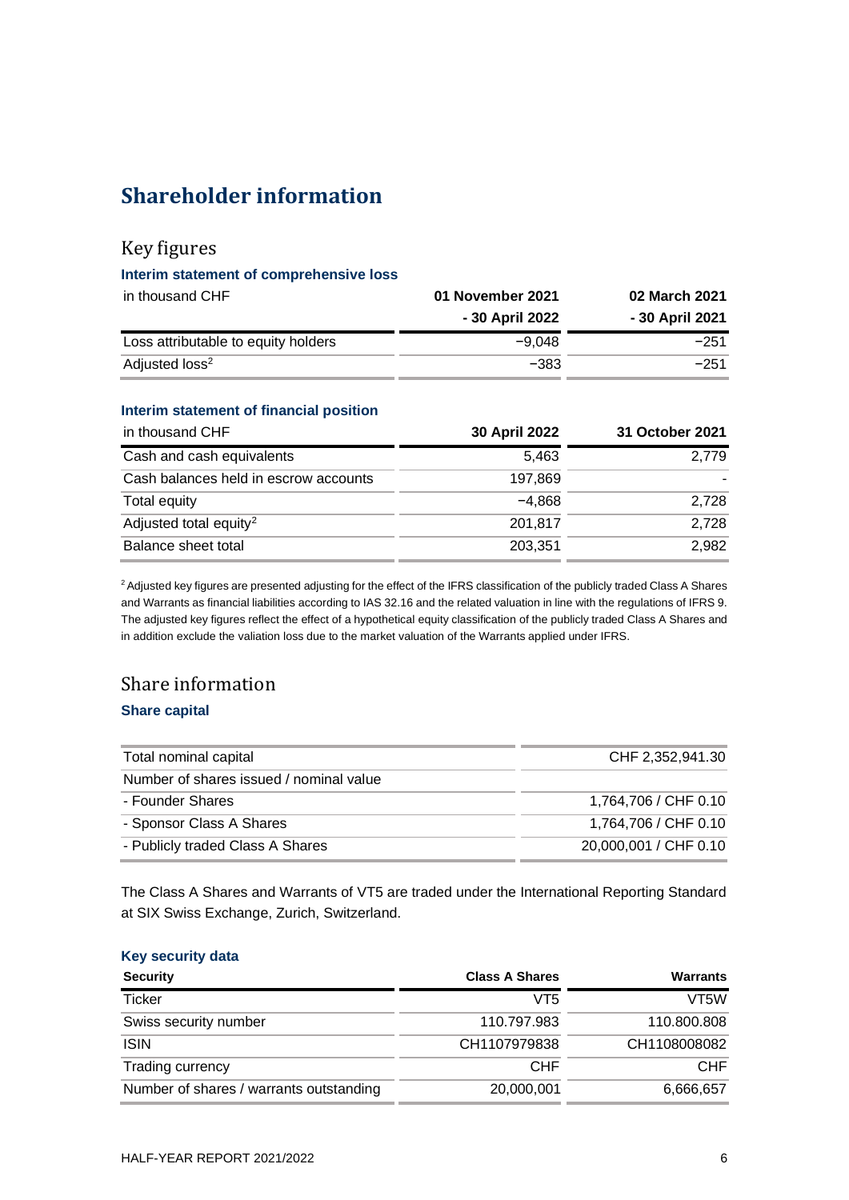# Shareholder information

## Key figures

### Interim statement of comprehensive loss

| in thousand CHF | 01 November 2021 - 30 April 2022 | 02 March 2021 - 30 April 2021 |
|---|---:|---:|
| Loss attributable to equity holders | −9,048 | −251 |
| Adjusted loss[2] | −383 | −251 |

### Interim statement of financial position

| in thousand CHF | 30 April 2022 | 31 October 2021 |
|---|---:|---:|
| Cash and cash equivalents | 5,463 | 2,779 |
| Cash balances held in escrow accounts | 197,869 | - |
| Total equity | −4,868 | 2,728 |
| Adjusted total equity[2] | 201,817 | 2,728 |
| Balance sheet total | 203,351 | 2,982 |

[2] Adjusted key figures are presented adjusting for the effect of the IFRS classification of the publicly traded Class A Shares and Warrants as financial liabilities according to IAS 32.16 and the related valuation in line with the regulations of IFRS 9. The adjusted key figures reflect the effect of a hypothetical equity classification of the publicly traded Class A Shares and in addition exclude the valiation loss due to the market valuation of the Warrants applied under IFRS.

## Share information

### Share capital

| | |
|---|---:|
| Total nominal capital | CHF 2,352,941.30 |
| Number of shares issued / nominal value | |
| - Founder Shares | 1,764,706 / CHF 0.10 |
| - Sponsor Class A Shares | 1,764,706 / CHF 0.10 |
| - Publicly traded Class A Shares | 20,000,001 / CHF 0.10 |

The Class A Shares and Warrants of VT5 are traded under the International Reporting Standard at SIX Swiss Exchange, Zurich, Switzerland.

### Key security data

| Security | Class A Shares | Warrants |
|---|---:|---:|
| Ticker | VT5 | VT5W |
| Swiss security number | 110.797.983 | 110.800.808 |
| ISIN | CH1107979838 | CH1108008082 |
| Trading currency | CHF | CHF |
| Number of shares / warrants outstanding | 20,000,001 | 6,666,657 |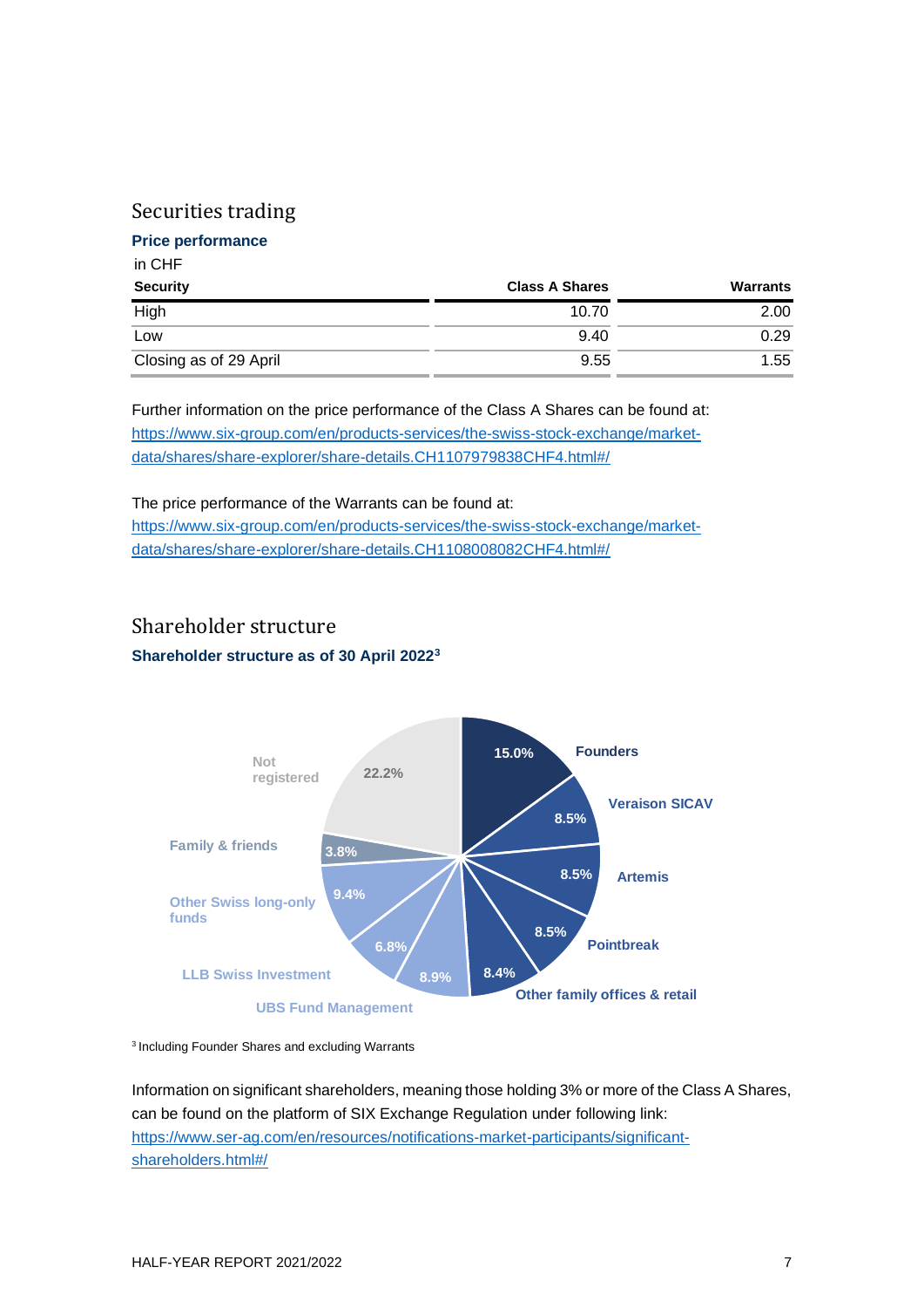## Securities trading

### Price performance

in CHF

| Security | Class A Shares | Warrants |
|---|---|---|
| High | 10.70 | 2.00 |
| Low | 9.40 | 0.29 |
| Closing as of 29 April | 9.55 | 1.55 |

Further information on the price performance of the Class A Shares can be found at:
https://www.six-group.com/en/products-services/the-swiss-stock-exchange/market-data/shares/share-explorer/share-details.CH1107979838CHF4.html#/

The price performance of the Warrants can be found at:
https://www.six-group.com/en/products-services/the-swiss-stock-exchange/market-data/shares/share-explorer/share-details.CH1108008082CHF4.html#/

## Shareholder structure

### Shareholder structure as of 30 April 2022[3]

| Shareholder | Share |
|---|---|
| Founders | 15.0% |
| Veraison SICAV | 8.5% |
| Artemis | 8.5% |
| Pointbreak | 8.5% |
| Other family offices & retail | 8.4% |
| UBS Fund Management | 8.9% |
| LLB Swiss Investment | 6.8% |
| Other Swiss long-only funds | 9.4% |
| Family & friends | 3.8% |
| Not registered | 22.2% |

[3] Including Founder Shares and excluding Warrants

Information on significant shareholders, meaning those holding 3% or more of the Class A Shares, can be found on the platform of SIX Exchange Regulation under following link:
https://www.ser-ag.com/en/resources/notifications-market-participants/significant-shareholders.html#/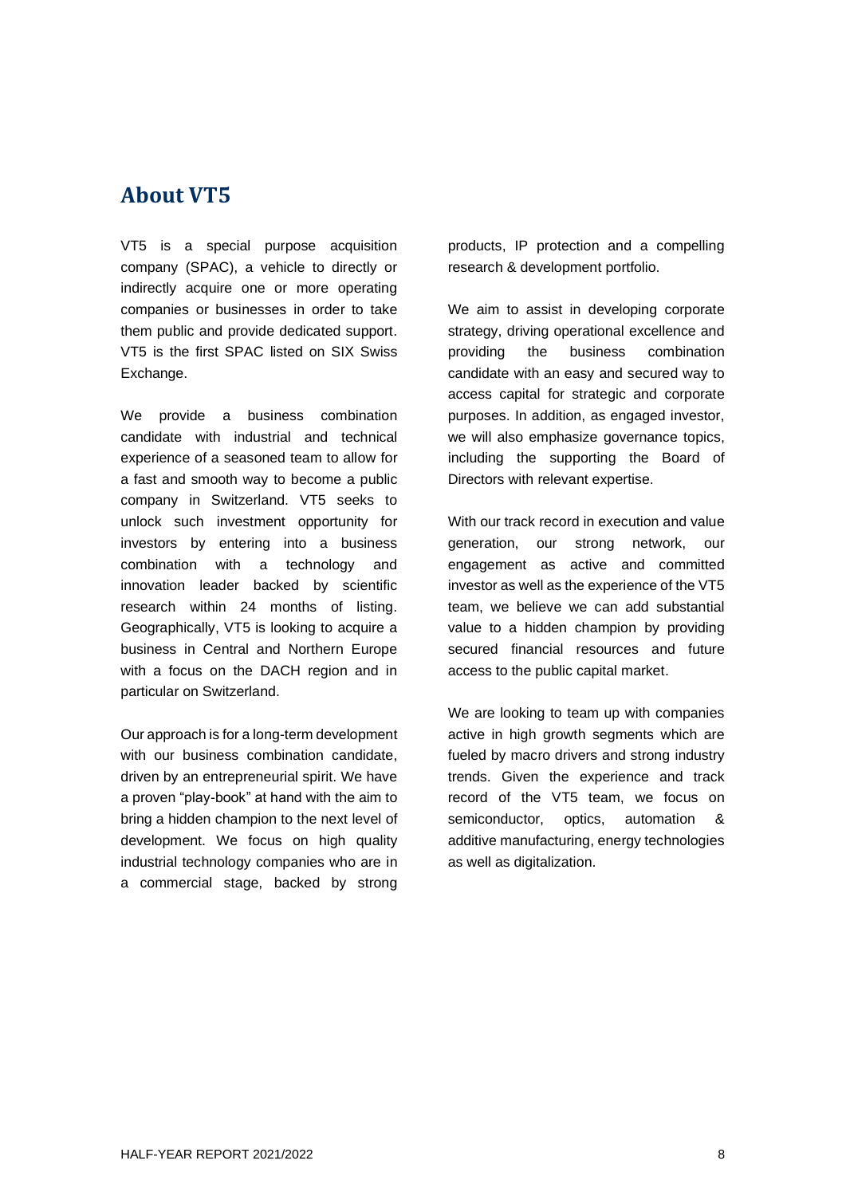## About VT5

VT5 is a special purpose acquisition company (SPAC), a vehicle to directly or indirectly acquire one or more operating companies or businesses in order to take them public and provide dedicated support. VT5 is the first SPAC listed on SIX Swiss Exchange.

We provide a business combination candidate with industrial and technical experience of a seasoned team to allow for a fast and smooth way to become a public company in Switzerland. VT5 seeks to unlock such investment opportunity for investors by entering into a business combination with a technology and innovation leader backed by scientific research within 24 months of listing. Geographically, VT5 is looking to acquire a business in Central and Northern Europe with a focus on the DACH region and in particular on Switzerland.

Our approach is for a long-term development with our business combination candidate, driven by an entrepreneurial spirit. We have a proven "play-book" at hand with the aim to bring a hidden champion to the next level of development. We focus on high quality industrial technology companies who are in a commercial stage, backed by strong products, IP protection and a compelling research & development portfolio.

We aim to assist in developing corporate strategy, driving operational excellence and providing the business combination candidate with an easy and secured way to access capital for strategic and corporate purposes. In addition, as engaged investor, we will also emphasize governance topics, including the supporting the Board of Directors with relevant expertise.

With our track record in execution and value generation, our strong network, our engagement as active and committed investor as well as the experience of the VT5 team, we believe we can add substantial value to a hidden champion by providing secured financial resources and future access to the public capital market.

We are looking to team up with companies active in high growth segments which are fueled by macro drivers and strong industry trends. Given the experience and track record of the VT5 team, we focus on semiconductor, optics, automation & additive manufacturing, energy technologies as well as digitalization.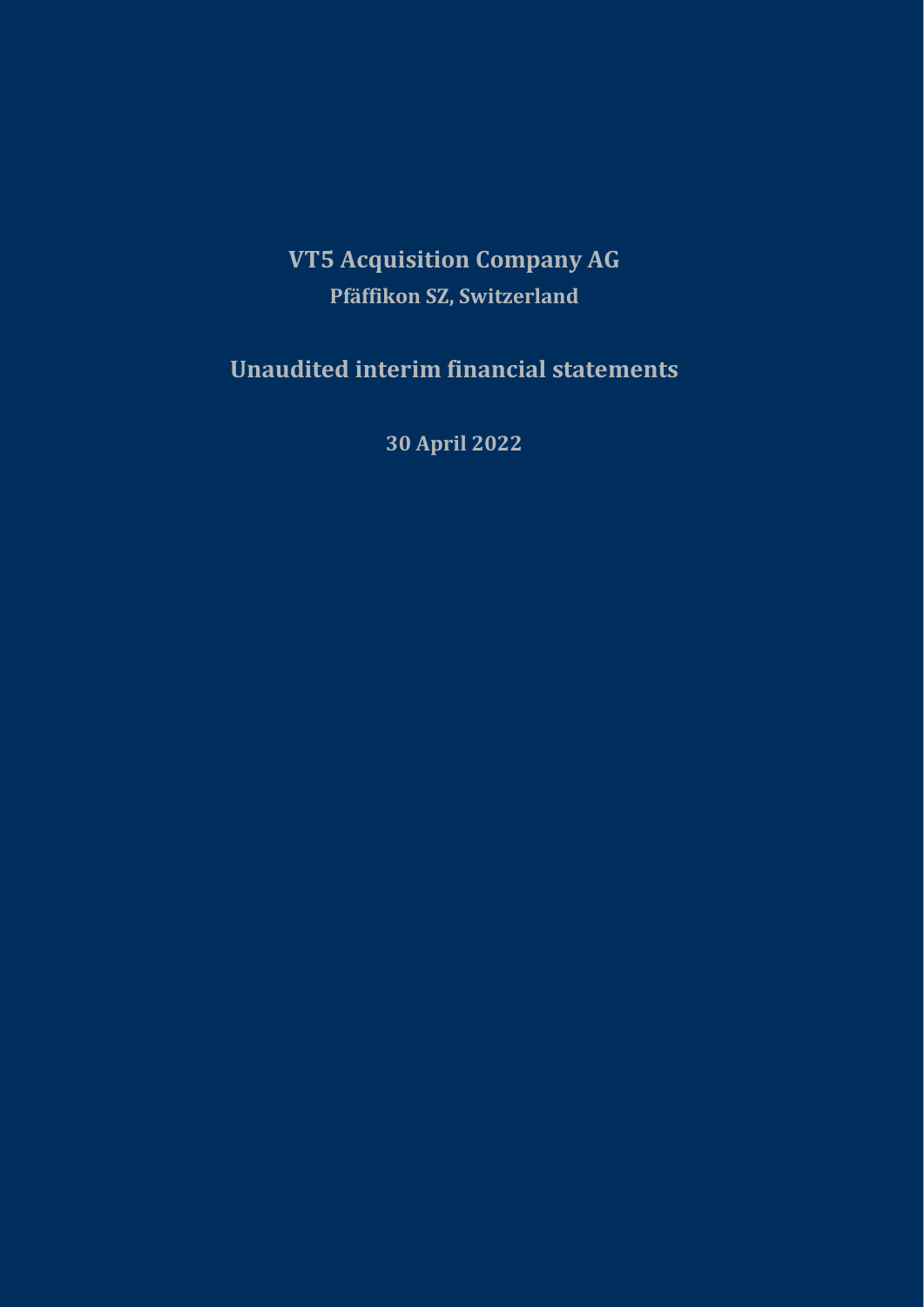# VT5 Acquisition Company AG

## Pfäffikon SZ, Switzerland

# Unaudited interim financial statements

## 30 April 2022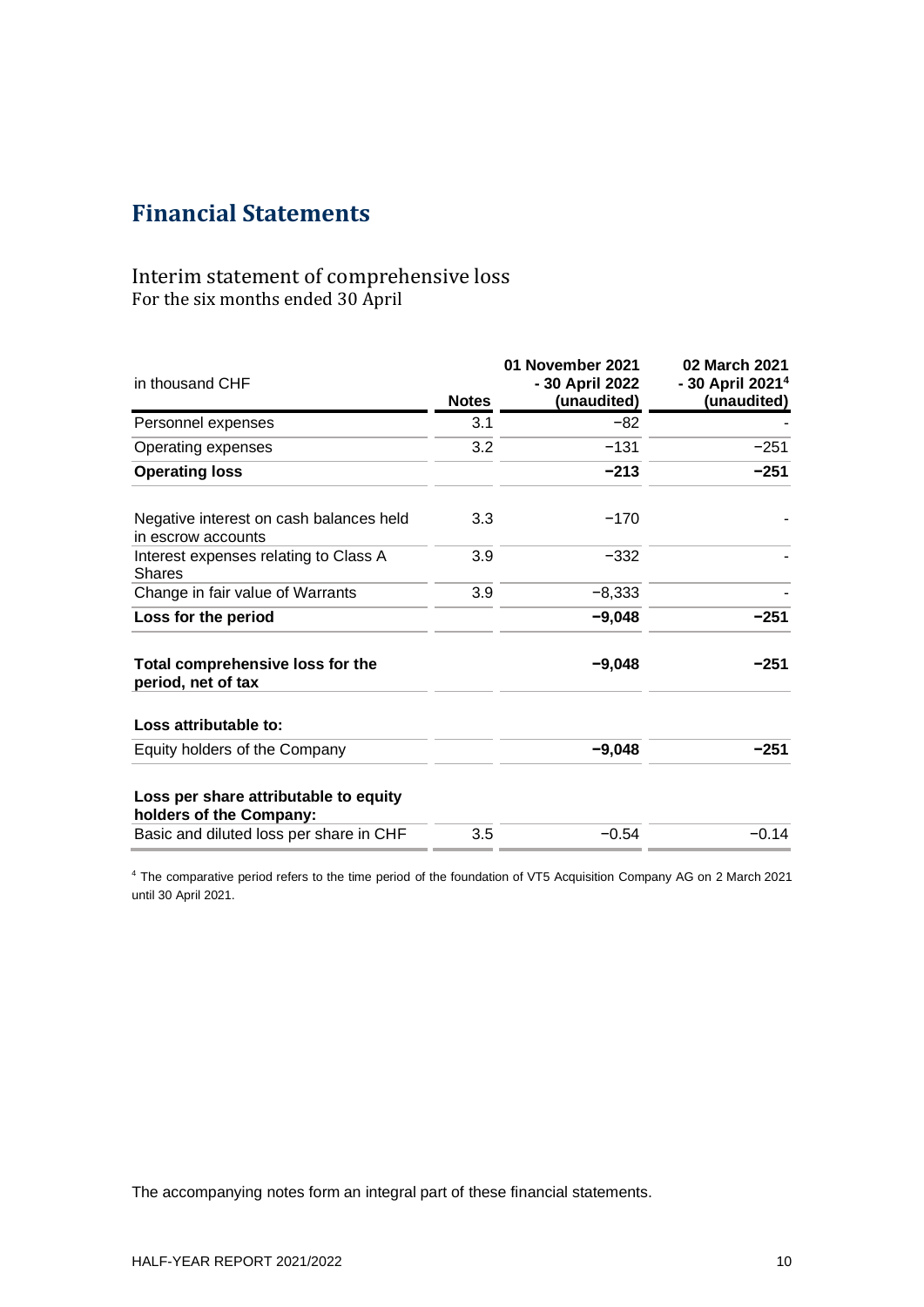# Financial Statements

## Interim statement of comprehensive loss

For the six months ended 30 April

| in thousand CHF | Notes | 01 November 2021 - 30 April 2022 (unaudited) | 02 March 2021 - 30 April 2021[4] (unaudited) |
|---|---|---|---|
| Personnel expenses | 3.1 | −82 | - |
| Operating expenses | 3.2 | −131 | −251 |
| **Operating loss** | | **−213** | **−251** |
| Negative interest on cash balances held in escrow accounts | 3.3 | −170 | - |
| Interest expenses relating to Class A Shares | 3.9 | −332 | - |
| Change in fair value of Warrants | 3.9 | −8,333 | - |
| **Loss for the period** | | **−9,048** | **−251** |
| **Total comprehensive loss for the period, net of tax** | | **−9,048** | **−251** |
| **Loss attributable to:** | | | |
| Equity holders of the Company | | **−9,048** | **−251** |
| **Loss per share attributable to equity holders of the Company:** | | | |
| Basic and diluted loss per share in CHF | 3.5 | −0.54 | −0.14 |

[4] The comparative period refers to the time period of the foundation of VT5 Acquisition Company AG on 2 March 2021 until 30 April 2021.

The accompanying notes form an integral part of these financial statements.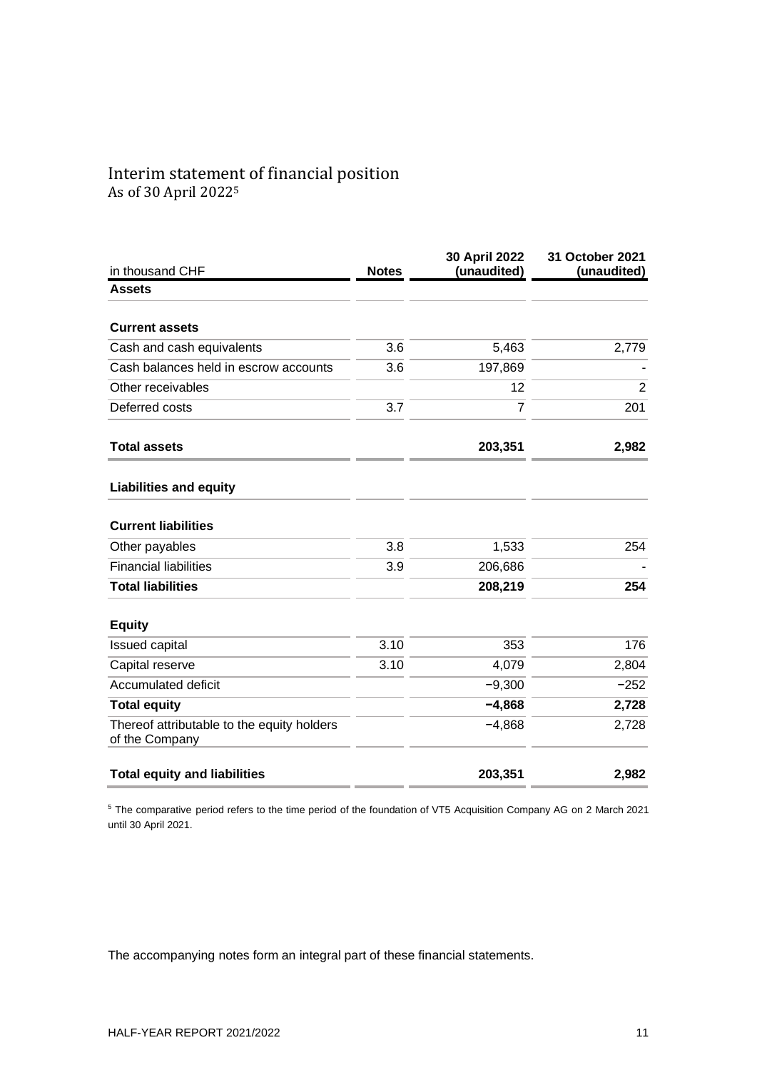# Interim statement of financial position

As of 30 April 2022[5]

| in thousand CHF | Notes | 30 April 2022 (unaudited) | 31 October 2021 (unaudited) |
|---|---|---|---|
| **Assets** | | | |
| **Current assets** | | | |
| Cash and cash equivalents | 3.6 | 5,463 | 2,779 |
| Cash balances held in escrow accounts | 3.6 | 197,869 | - |
| Other receivables | | 12 | 2 |
| Deferred costs | 3.7 | 7 | 201 |
| **Total assets** | | **203,351** | **2,982** |
| **Liabilities and equity** | | | |
| **Current liabilities** | | | |
| Other payables | 3.8 | 1,533 | 254 |
| Financial liabilities | 3.9 | 206,686 | - |
| **Total liabilities** | | **208,219** | **254** |
| **Equity** | | | |
| Issued capital | 3.10 | 353 | 176 |
| Capital reserve | 3.10 | 4,079 | 2,804 |
| Accumulated deficit | | −9,300 | −252 |
| **Total equity** | | **−4,868** | **2,728** |
| Thereof attributable to the equity holders of the Company | | −4,868 | 2,728 |
| **Total equity and liabilities** | | **203,351** | **2,982** |

[5] The comparative period refers to the time period of the foundation of VT5 Acquisition Company AG on 2 March 2021 until 30 April 2021.

The accompanying notes form an integral part of these financial statements.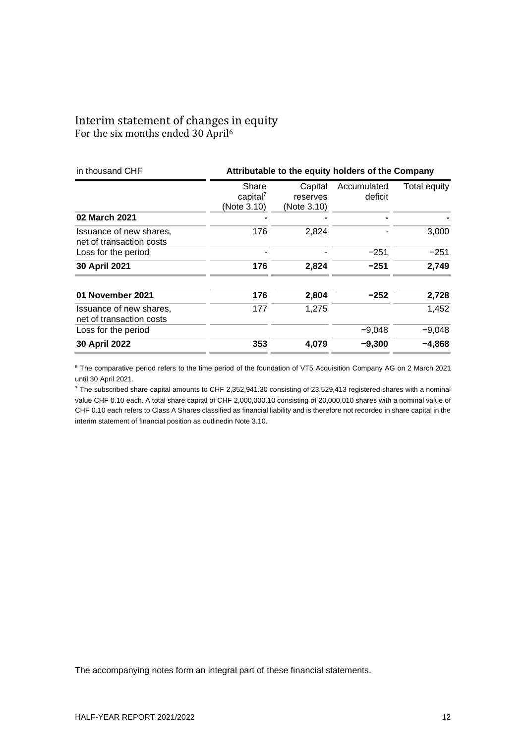# Interim statement of changes in equity

For the six months ended 30 April[6]

| in thousand CHF | Attributable to the equity holders of the Company | | | |
|---|---|---|---|---|
| | Share capital[7] (Note 3.10) | Capital reserves (Note 3.10) | Accumulated deficit | Total equity |
| **02 March 2021** | **-** | **-** | **-** | **-** |
| Issuance of new shares, net of transaction costs | 176 | 2,824 | - | 3,000 |
| Loss for the period | - | - | −251 | −251 |
| **30 April 2021** | **176** | **2,824** | **−251** | **2,749** |
| | | | | |
| **01 November 2021** | **176** | **2,804** | **−252** | **2,728** |
| Issuance of new shares, net of transaction costs | 177 | 1,275 | | 1,452 |
| Loss for the period | | | −9,048 | −9,048 |
| **30 April 2022** | **353** | **4,079** | **−9,300** | **−4,868** |

[6] The comparative period refers to the time period of the foundation of VT5 Acquisition Company AG on 2 March 2021 until 30 April 2021.

[7] The subscribed share capital amounts to CHF 2,352,941.30 consisting of 23,529,413 registered shares with a nominal value CHF 0.10 each. A total share capital of CHF 2,000,000.10 consisting of 20,000,010 shares with a nominal value of CHF 0.10 each refers to Class A Shares classified as financial liability and is therefore not recorded in share capital in the interim statement of financial position as outlinedin Note 3.10.

The accompanying notes form an integral part of these financial statements.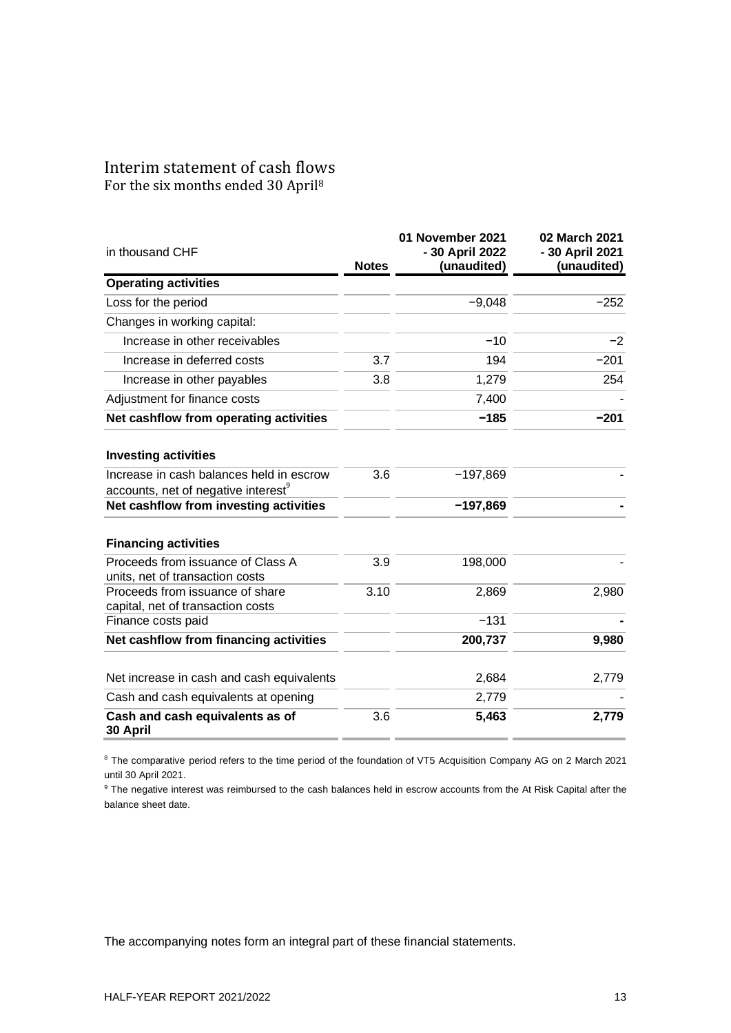# Interim statement of cash flows

For the six months ended 30 April[8]

| in thousand CHF | Notes | 01 November 2021 - 30 April 2022 (unaudited) | 02 March 2021 - 30 April 2021 (unaudited) |
|---|---|---|---|
| **Operating activities** | | | |
| Loss for the period | | −9,048 | −252 |
| Changes in working capital: | | | |
| Increase in other receivables | | −10 | −2 |
| Increase in deferred costs | 3.7 | 194 | −201 |
| Increase in other payables | 3.8 | 1,279 | 254 |
| Adjustment for finance costs | | 7,400 | - |
| **Net cashflow from operating activities** | | **−185** | **−201** |
| | | | |
| **Investing activities** | | | |
| Increase in cash balances held in escrow accounts, net of negative interest[9] | 3.6 | −197,869 | - |
| **Net cashflow from investing activities** | | **−197,869** | **-** |
| | | | |
| **Financing activities** | | | |
| Proceeds from issuance of Class A units, net of transaction costs | 3.9 | 198,000 | - |
| Proceeds from issuance of share capital, net of transaction costs | 3.10 | 2,869 | 2,980 |
| Finance costs paid | | −131 | **-** |
| **Net cashflow from financing activities** | | **200,737** | **9,980** |
| | | | |
| Net increase in cash and cash equivalents | | 2,684 | 2,779 |
| Cash and cash equivalents at opening | | 2,779 | - |
| **Cash and cash equivalents as of 30 April** | 3.6 | **5,463** | **2,779** |

[8] The comparative period refers to the time period of the foundation of VT5 Acquisition Company AG on 2 March 2021 until 30 April 2021.

[9] The negative interest was reimbursed to the cash balances held in escrow accounts from the At Risk Capital after the balance sheet date.

The accompanying notes form an integral part of these financial statements.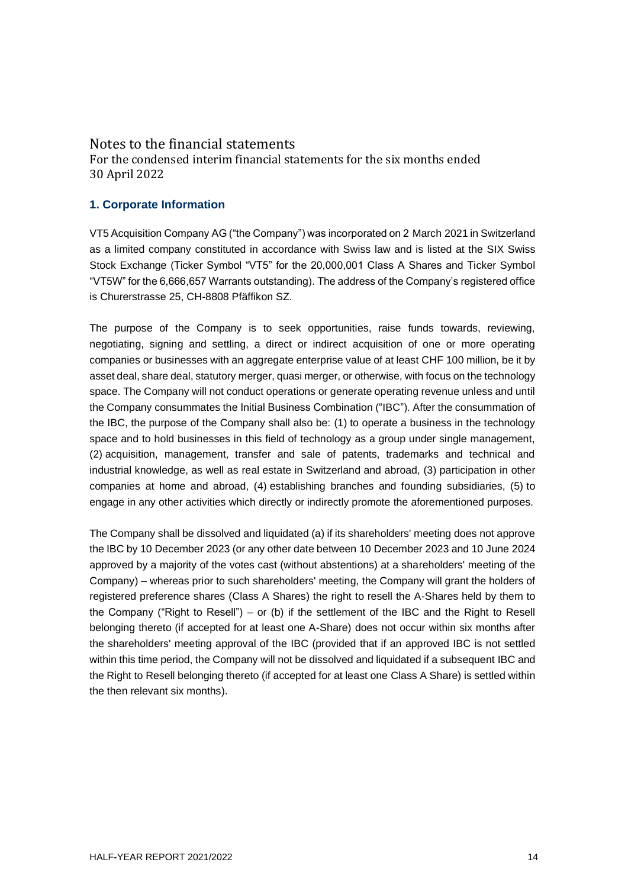# Notes to the financial statements

For the condensed interim financial statements for the six months ended 30 April 2022

## 1. Corporate Information

VT5 Acquisition Company AG ("the Company") was incorporated on 2 March 2021 in Switzerland as a limited company constituted in accordance with Swiss law and is listed at the SIX Swiss Stock Exchange (Ticker Symbol "VT5" for the 20,000,001 Class A Shares and Ticker Symbol "VT5W" for the 6,666,657 Warrants outstanding). The address of the Company's registered office is Churerstrasse 25, CH-8808 Pfäffikon SZ.

The purpose of the Company is to seek opportunities, raise funds towards, reviewing, negotiating, signing and settling, a direct or indirect acquisition of one or more operating companies or businesses with an aggregate enterprise value of at least CHF 100 million, be it by asset deal, share deal, statutory merger, quasi merger, or otherwise, with focus on the technology space. The Company will not conduct operations or generate operating revenue unless and until the Company consummates the Initial Business Combination ("IBC"). After the consummation of the IBC, the purpose of the Company shall also be: (1) to operate a business in the technology space and to hold businesses in this field of technology as a group under single management, (2) acquisition, management, transfer and sale of patents, trademarks and technical and industrial knowledge, as well as real estate in Switzerland and abroad, (3) participation in other companies at home and abroad, (4) establishing branches and founding subsidiaries, (5) to engage in any other activities which directly or indirectly promote the aforementioned purposes.

The Company shall be dissolved and liquidated (a) if its shareholders' meeting does not approve the IBC by 10 December 2023 (or any other date between 10 December 2023 and 10 June 2024 approved by a majority of the votes cast (without abstentions) at a shareholders' meeting of the Company) – whereas prior to such shareholders' meeting, the Company will grant the holders of registered preference shares (Class A Shares) the right to resell the A-Shares held by them to the Company ("Right to Resell") – or (b) if the settlement of the IBC and the Right to Resell belonging thereto (if accepted for at least one A-Share) does not occur within six months after the shareholders' meeting approval of the IBC (provided that if an approved IBC is not settled within this time period, the Company will not be dissolved and liquidated if a subsequent IBC and the Right to Resell belonging thereto (if accepted for at least one Class A Share) is settled within the then relevant six months).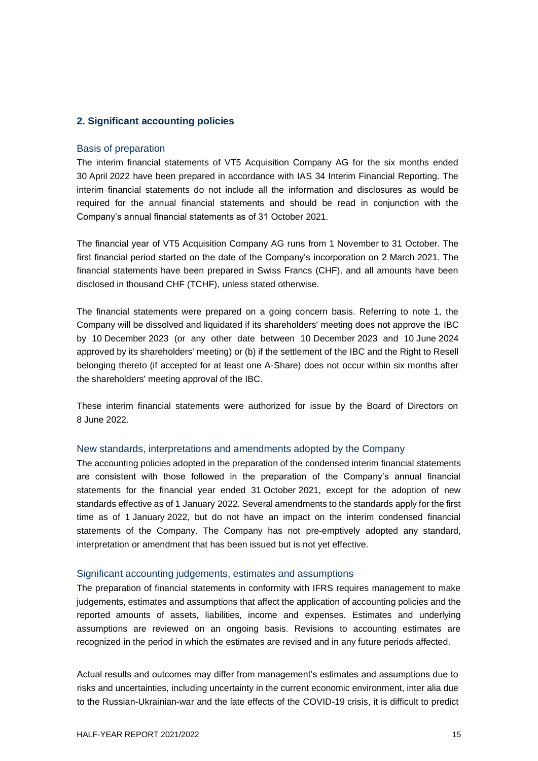## 2. Significant accounting policies

### Basis of preparation

The interim financial statements of VT5 Acquisition Company AG for the six months ended 30 April 2022 have been prepared in accordance with IAS 34 Interim Financial Reporting. The interim financial statements do not include all the information and disclosures as would be required for the annual financial statements and should be read in conjunction with the Company's annual financial statements as of 31 October 2021.

The financial year of VT5 Acquisition Company AG runs from 1 November to 31 October. The first financial period started on the date of the Company's incorporation on 2 March 2021. The financial statements have been prepared in Swiss Francs (CHF), and all amounts have been disclosed in thousand CHF (TCHF), unless stated otherwise.

The financial statements were prepared on a going concern basis. Referring to note 1, the Company will be dissolved and liquidated if its shareholders' meeting does not approve the IBC by 10 December 2023 (or any other date between 10 December 2023 and 10 June 2024 approved by its shareholders' meeting) or (b) if the settlement of the IBC and the Right to Resell belonging thereto (if accepted for at least one A-Share) does not occur within six months after the shareholders' meeting approval of the IBC.

These interim financial statements were authorized for issue by the Board of Directors on 8 June 2022.

### New standards, interpretations and amendments adopted by the Company

The accounting policies adopted in the preparation of the condensed interim financial statements are consistent with those followed in the preparation of the Company's annual financial statements for the financial year ended 31 October 2021, except for the adoption of new standards effective as of 1 January 2022. Several amendments to the standards apply for the first time as of 1 January 2022, but do not have an impact on the interim condensed financial statements of the Company. The Company has not pre-emptively adopted any standard, interpretation or amendment that has been issued but is not yet effective.

### Significant accounting judgements, estimates and assumptions

The preparation of financial statements in conformity with IFRS requires management to make judgements, estimates and assumptions that affect the application of accounting policies and the reported amounts of assets, liabilities, income and expenses. Estimates and underlying assumptions are reviewed on an ongoing basis. Revisions to accounting estimates are recognized in the period in which the estimates are revised and in any future periods affected.

Actual results and outcomes may differ from management's estimates and assumptions due to risks and uncertainties, including uncertainty in the current economic environment, inter alia due to the Russian-Ukrainian-war and the late effects of the COVID-19 crisis, it is difficult to predict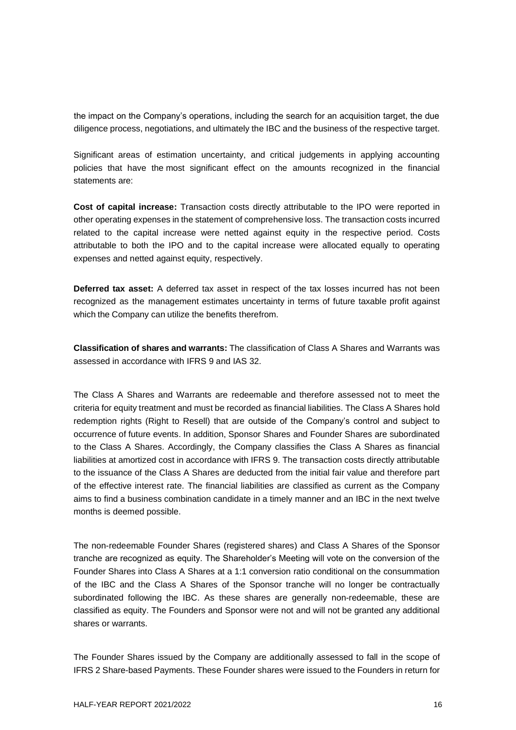the impact on the Company's operations, including the search for an acquisition target, the due diligence process, negotiations, and ultimately the IBC and the business of the respective target.

Significant areas of estimation uncertainty, and critical judgements in applying accounting policies that have the most significant effect on the amounts recognized in the financial statements are:

**Cost of capital increase:** Transaction costs directly attributable to the IPO were reported in other operating expenses in the statement of comprehensive loss. The transaction costs incurred related to the capital increase were netted against equity in the respective period. Costs attributable to both the IPO and to the capital increase were allocated equally to operating expenses and netted against equity, respectively.

**Deferred tax asset:** A deferred tax asset in respect of the tax losses incurred has not been recognized as the management estimates uncertainty in terms of future taxable profit against which the Company can utilize the benefits therefrom.

**Classification of shares and warrants:** The classification of Class A Shares and Warrants was assessed in accordance with IFRS 9 and IAS 32.

The Class A Shares and Warrants are redeemable and therefore assessed not to meet the criteria for equity treatment and must be recorded as financial liabilities. The Class A Shares hold redemption rights (Right to Resell) that are outside of the Company's control and subject to occurrence of future events. In addition, Sponsor Shares and Founder Shares are subordinated to the Class A Shares. Accordingly, the Company classifies the Class A Shares as financial liabilities at amortized cost in accordance with IFRS 9. The transaction costs directly attributable to the issuance of the Class A Shares are deducted from the initial fair value and therefore part of the effective interest rate. The financial liabilities are classified as current as the Company aims to find a business combination candidate in a timely manner and an IBC in the next twelve months is deemed possible.

The non-redeemable Founder Shares (registered shares) and Class A Shares of the Sponsor tranche are recognized as equity. The Shareholder's Meeting will vote on the conversion of the Founder Shares into Class A Shares at a 1:1 conversion ratio conditional on the consummation of the IBC and the Class A Shares of the Sponsor tranche will no longer be contractually subordinated following the IBC. As these shares are generally non-redeemable, these are classified as equity. The Founders and Sponsor were not and will not be granted any additional shares or warrants.

The Founder Shares issued by the Company are additionally assessed to fall in the scope of IFRS 2 Share-based Payments. These Founder shares were issued to the Founders in return for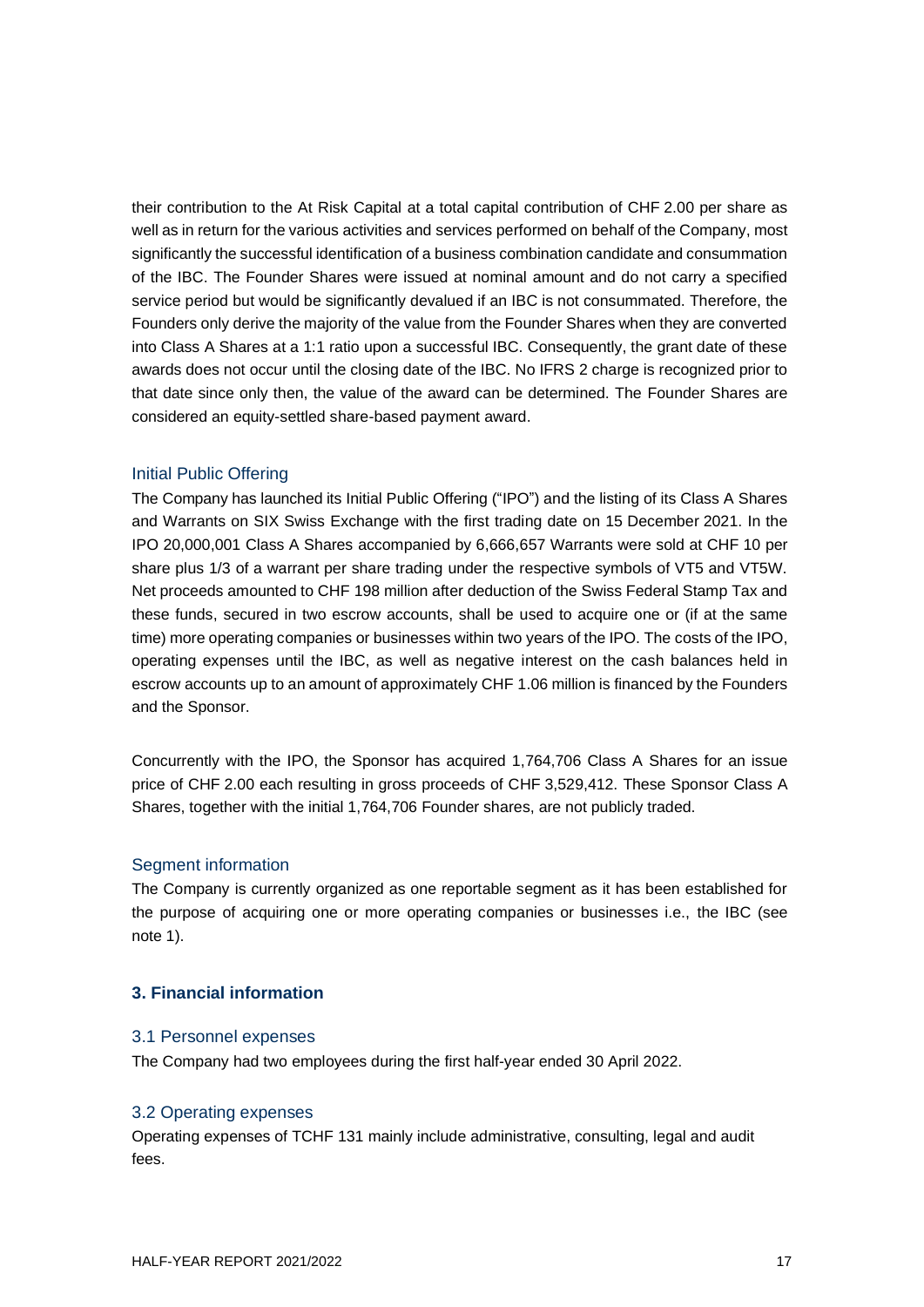their contribution to the At Risk Capital at a total capital contribution of CHF 2.00 per share as well as in return for the various activities and services performed on behalf of the Company, most significantly the successful identification of a business combination candidate and consummation of the IBC. The Founder Shares were issued at nominal amount and do not carry a specified service period but would be significantly devalued if an IBC is not consummated. Therefore, the Founders only derive the majority of the value from the Founder Shares when they are converted into Class A Shares at a 1:1 ratio upon a successful IBC. Consequently, the grant date of these awards does not occur until the closing date of the IBC. No IFRS 2 charge is recognized prior to that date since only then, the value of the award can be determined. The Founder Shares are considered an equity-settled share-based payment award.

### Initial Public Offering

The Company has launched its Initial Public Offering ("IPO") and the listing of its Class A Shares and Warrants on SIX Swiss Exchange with the first trading date on 15 December 2021. In the IPO 20,000,001 Class A Shares accompanied by 6,666,657 Warrants were sold at CHF 10 per share plus 1/3 of a warrant per share trading under the respective symbols of VT5 and VT5W. Net proceeds amounted to CHF 198 million after deduction of the Swiss Federal Stamp Tax and these funds, secured in two escrow accounts, shall be used to acquire one or (if at the same time) more operating companies or businesses within two years of the IPO. The costs of the IPO, operating expenses until the IBC, as well as negative interest on the cash balances held in escrow accounts up to an amount of approximately CHF 1.06 million is financed by the Founders and the Sponsor.

Concurrently with the IPO, the Sponsor has acquired 1,764,706 Class A Shares for an issue price of CHF 2.00 each resulting in gross proceeds of CHF 3,529,412. These Sponsor Class A Shares, together with the initial 1,764,706 Founder shares, are not publicly traded.

### Segment information

The Company is currently organized as one reportable segment as it has been established for the purpose of acquiring one or more operating companies or businesses i.e., the IBC (see note 1).

## 3. Financial information

### 3.1 Personnel expenses

The Company had two employees during the first half-year ended 30 April 2022.

### 3.2 Operating expenses

Operating expenses of TCHF 131 mainly include administrative, consulting, legal and audit fees.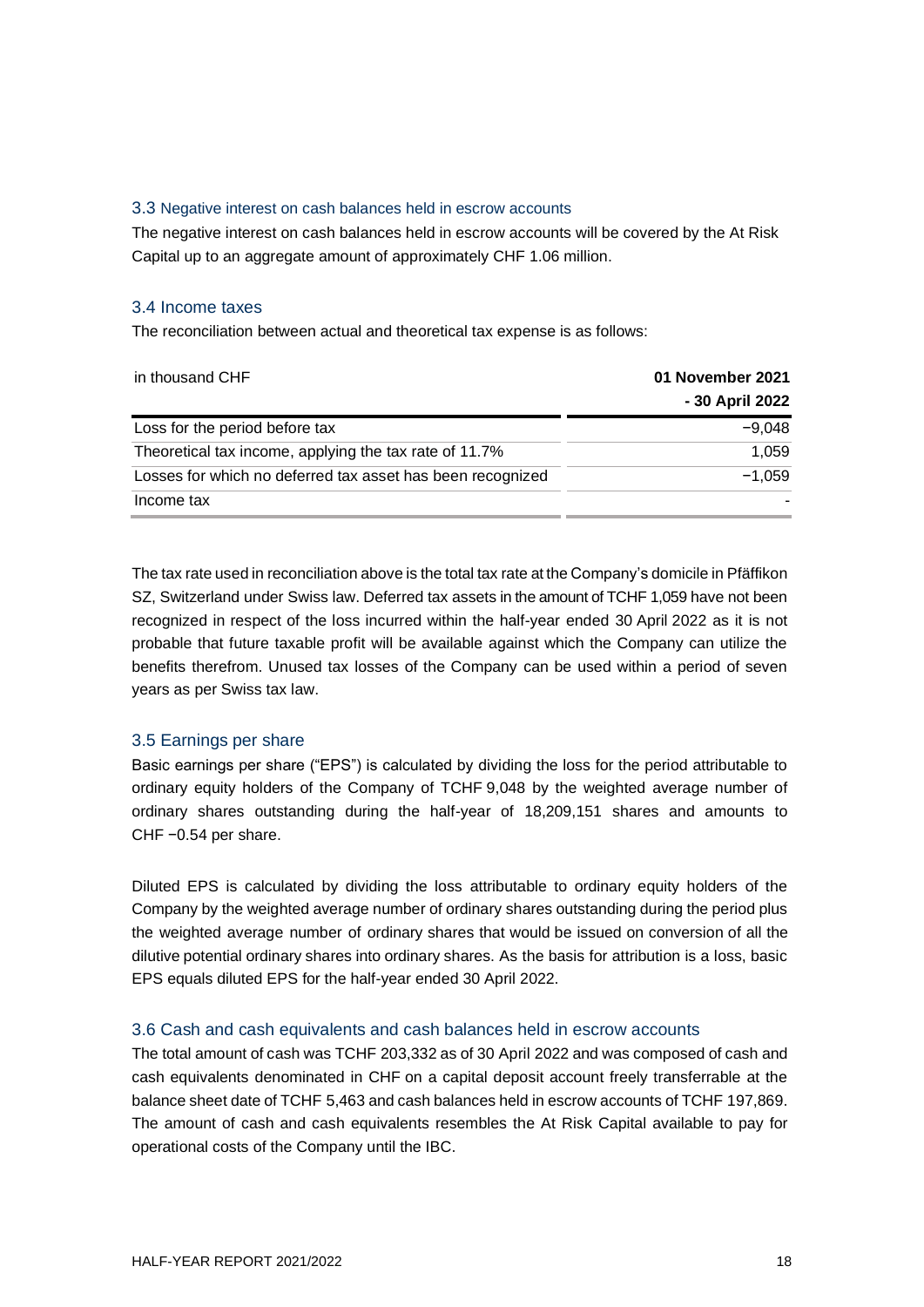### 3.3 Negative interest on cash balances held in escrow accounts

The negative interest on cash balances held in escrow accounts will be covered by the At Risk Capital up to an aggregate amount of approximately CHF 1.06 million.

### 3.4 Income taxes

The reconciliation between actual and theoretical tax expense is as follows:

| in thousand CHF | **01 November 2021 - 30 April 2022** |
| --- | --- |
| Loss for the period before tax | −9,048 |
| Theoretical tax income, applying the tax rate of 11.7% | 1,059 |
| Losses for which no deferred tax asset has been recognized | −1,059 |
| Income tax | - |

The tax rate used in reconciliation above is the total tax rate at the Company's domicile in Pfäffikon SZ, Switzerland under Swiss law. Deferred tax assets in the amount of TCHF 1,059 have not been recognized in respect of the loss incurred within the half-year ended 30 April 2022 as it is not probable that future taxable profit will be available against which the Company can utilize the benefits therefrom. Unused tax losses of the Company can be used within a period of seven years as per Swiss tax law.

### 3.5 Earnings per share

Basic earnings per share ("EPS") is calculated by dividing the loss for the period attributable to ordinary equity holders of the Company of TCHF 9,048 by the weighted average number of ordinary shares outstanding during the half-year of 18,209,151 shares and amounts to CHF −0.54 per share.

Diluted EPS is calculated by dividing the loss attributable to ordinary equity holders of the Company by the weighted average number of ordinary shares outstanding during the period plus the weighted average number of ordinary shares that would be issued on conversion of all the dilutive potential ordinary shares into ordinary shares. As the basis for attribution is a loss, basic EPS equals diluted EPS for the half-year ended 30 April 2022.

### 3.6 Cash and cash equivalents and cash balances held in escrow accounts

The total amount of cash was TCHF 203,332 as of 30 April 2022 and was composed of cash and cash equivalents denominated in CHF on a capital deposit account freely transferrable at the balance sheet date of TCHF 5,463 and cash balances held in escrow accounts of TCHF 197,869. The amount of cash and cash equivalents resembles the At Risk Capital available to pay for operational costs of the Company until the IBC.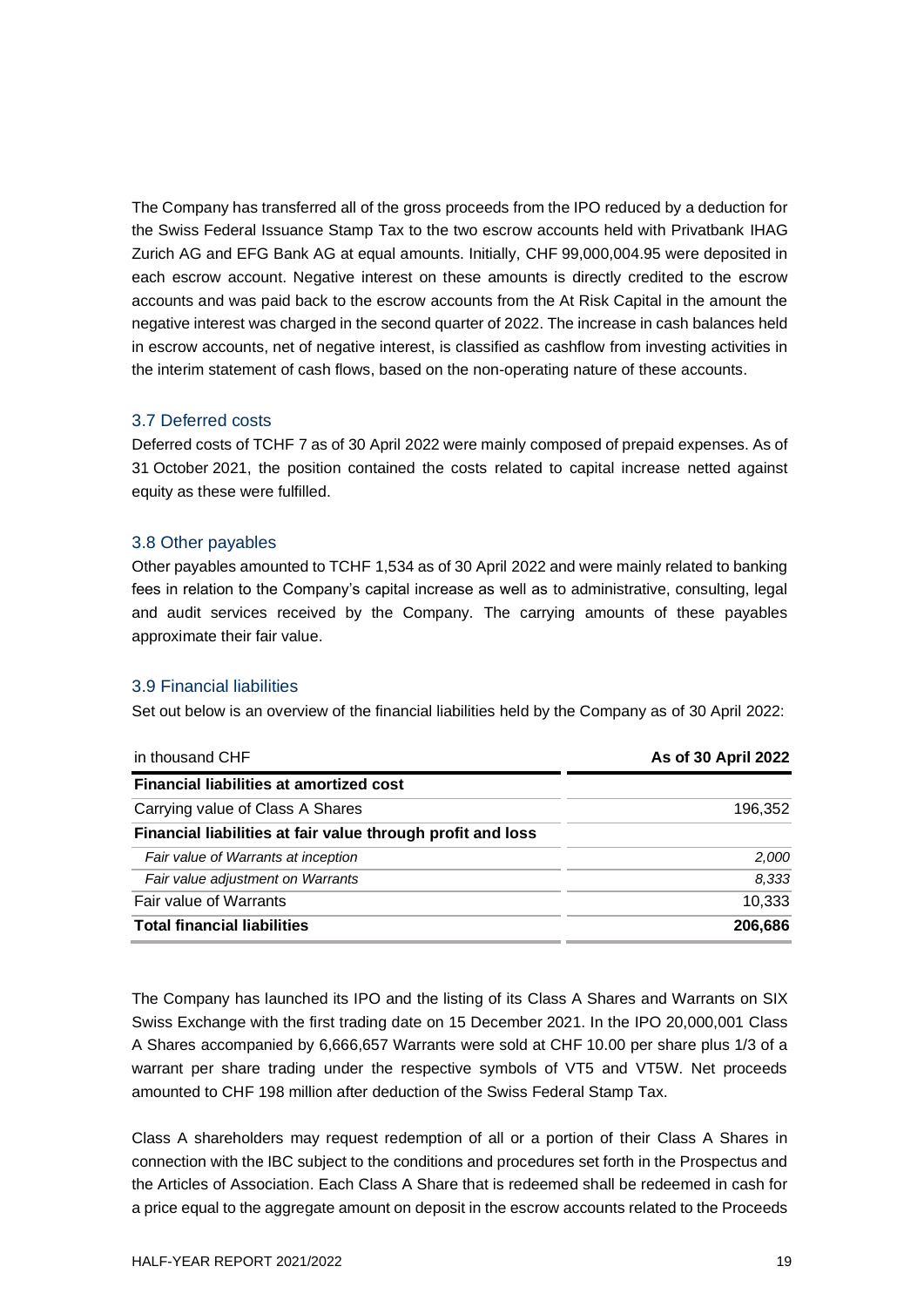The Company has transferred all of the gross proceeds from the IPO reduced by a deduction for the Swiss Federal Issuance Stamp Tax to the two escrow accounts held with Privatbank IHAG Zurich AG and EFG Bank AG at equal amounts. Initially, CHF 99,000,004.95 were deposited in each escrow account. Negative interest on these amounts is directly credited to the escrow accounts and was paid back to the escrow accounts from the At Risk Capital in the amount the negative interest was charged in the second quarter of 2022. The increase in cash balances held in escrow accounts, net of negative interest, is classified as cashflow from investing activities in the interim statement of cash flows, based on the non-operating nature of these accounts.

### 3.7 Deferred costs

Deferred costs of TCHF 7 as of 30 April 2022 were mainly composed of prepaid expenses. As of 31 October 2021, the position contained the costs related to capital increase netted against equity as these were fulfilled.

### 3.8 Other payables

Other payables amounted to TCHF 1,534 as of 30 April 2022 and were mainly related to banking fees in relation to the Company's capital increase as well as to administrative, consulting, legal and audit services received by the Company. The carrying amounts of these payables approximate their fair value.

### 3.9 Financial liabilities

Set out below is an overview of the financial liabilities held by the Company as of 30 April 2022:

| in thousand CHF | **As of 30 April 2022** |
|---|---|
| **Financial liabilities at amortized cost** | |
| Carrying value of Class A Shares | 196,352 |
| **Financial liabilities at fair value through profit and loss** | |
| *Fair value of Warrants at inception* | *2,000* |
| *Fair value adjustment on Warrants* | *8,333* |
| Fair value of Warrants | 10,333 |
| **Total financial liabilities** | **206,686** |

The Company has launched its IPO and the listing of its Class A Shares and Warrants on SIX Swiss Exchange with the first trading date on 15 December 2021. In the IPO 20,000,001 Class A Shares accompanied by 6,666,657 Warrants were sold at CHF 10.00 per share plus 1/3 of a warrant per share trading under the respective symbols of VT5 and VT5W. Net proceeds amounted to CHF 198 million after deduction of the Swiss Federal Stamp Tax.

Class A shareholders may request redemption of all or a portion of their Class A Shares in connection with the IBC subject to the conditions and procedures set forth in the Prospectus and the Articles of Association. Each Class A Share that is redeemed shall be redeemed in cash for a price equal to the aggregate amount on deposit in the escrow accounts related to the Proceeds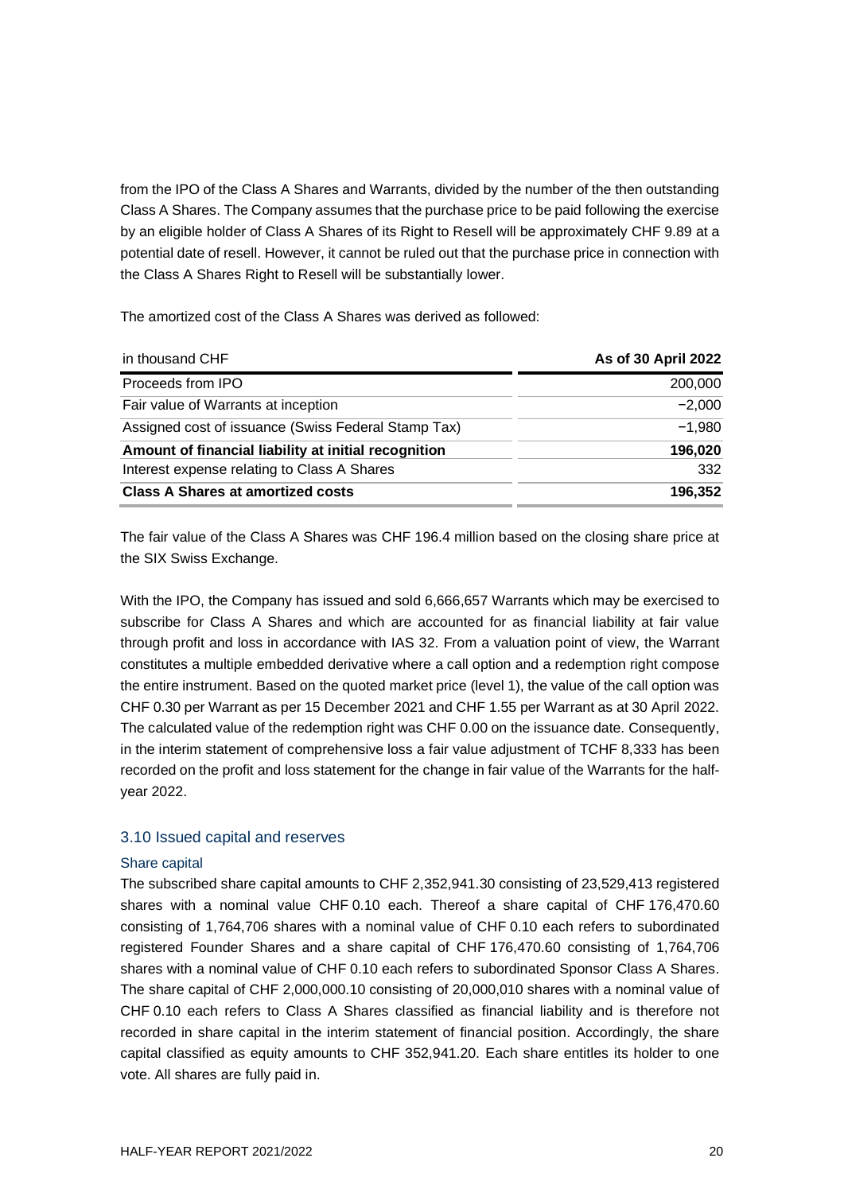from the IPO of the Class A Shares and Warrants, divided by the number of the then outstanding Class A Shares. The Company assumes that the purchase price to be paid following the exercise by an eligible holder of Class A Shares of its Right to Resell will be approximately CHF 9.89 at a potential date of resell. However, it cannot be ruled out that the purchase price in connection with the Class A Shares Right to Resell will be substantially lower.

The amortized cost of the Class A Shares was derived as followed:

| in thousand CHF | **As of 30 April 2022** |
|---|---|
| Proceeds from IPO | 200,000 |
| Fair value of Warrants at inception | −2,000 |
| Assigned cost of issuance (Swiss Federal Stamp Tax) | −1,980 |
| **Amount of financial liability at initial recognition** | **196,020** |
| Interest expense relating to Class A Shares | 332 |
| **Class A Shares at amortized costs** | **196,352** |

The fair value of the Class A Shares was CHF 196.4 million based on the closing share price at the SIX Swiss Exchange.

With the IPO, the Company has issued and sold 6,666,657 Warrants which may be exercised to subscribe for Class A Shares and which are accounted for as financial liability at fair value through profit and loss in accordance with IAS 32. From a valuation point of view, the Warrant constitutes a multiple embedded derivative where a call option and a redemption right compose the entire instrument. Based on the quoted market price (level 1), the value of the call option was CHF 0.30 per Warrant as per 15 December 2021 and CHF 1.55 per Warrant as at 30 April 2022. The calculated value of the redemption right was CHF 0.00 on the issuance date. Consequently, in the interim statement of comprehensive loss a fair value adjustment of TCHF 8,333 has been recorded on the profit and loss statement for the change in fair value of the Warrants for the half-year 2022.

## 3.10 Issued capital and reserves

### Share capital

The subscribed share capital amounts to CHF 2,352,941.30 consisting of 23,529,413 registered shares with a nominal value CHF 0.10 each. Thereof a share capital of CHF 176,470.60 consisting of 1,764,706 shares with a nominal value of CHF 0.10 each refers to subordinated registered Founder Shares and a share capital of CHF 176,470.60 consisting of 1,764,706 shares with a nominal value of CHF 0.10 each refers to subordinated Sponsor Class A Shares. The share capital of CHF 2,000,000.10 consisting of 20,000,010 shares with a nominal value of CHF 0.10 each refers to Class A Shares classified as financial liability and is therefore not recorded in share capital in the interim statement of financial position. Accordingly, the share capital classified as equity amounts to CHF 352,941.20. Each share entitles its holder to one vote. All shares are fully paid in.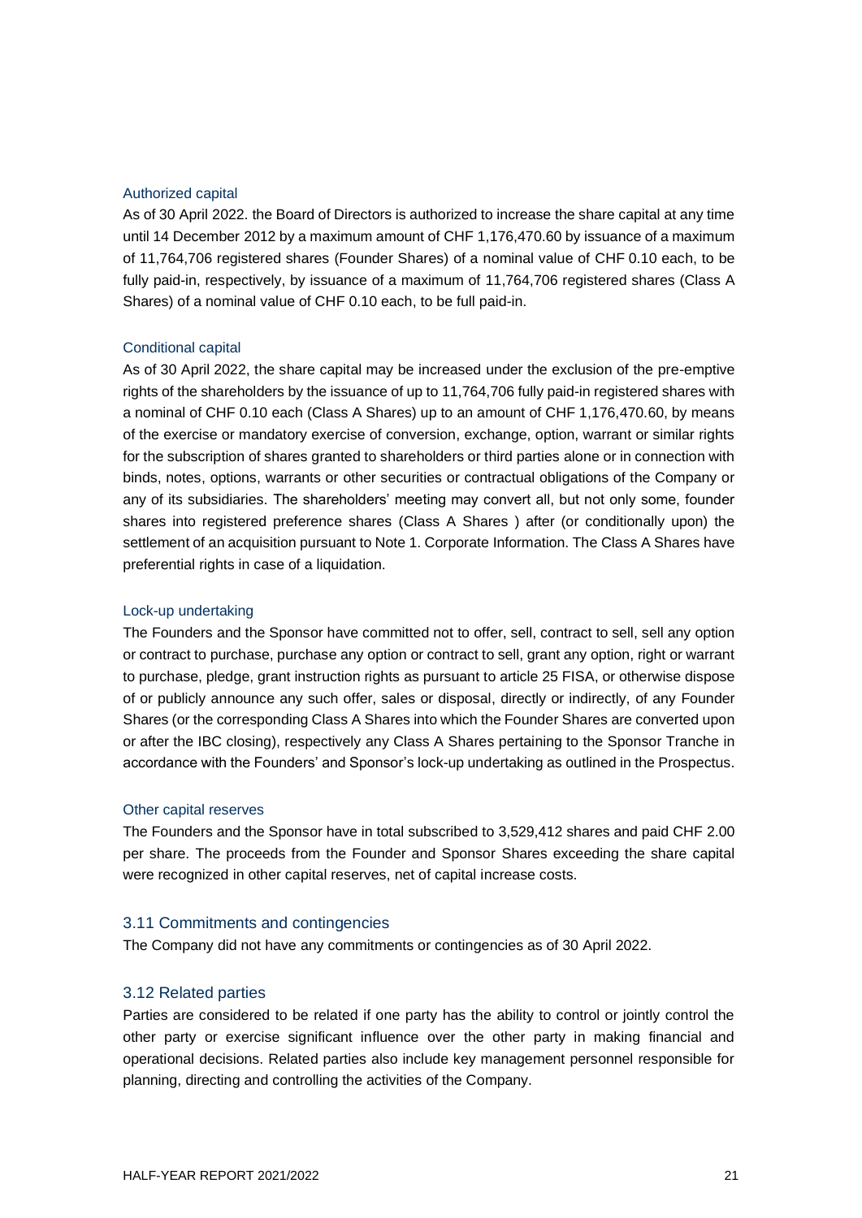### Authorized capital

As of 30 April 2022. the Board of Directors is authorized to increase the share capital at any time until 14 December 2012 by a maximum amount of CHF 1,176,470.60 by issuance of a maximum of 11,764,706 registered shares (Founder Shares) of a nominal value of CHF 0.10 each, to be fully paid-in, respectively, by issuance of a maximum of 11,764,706 registered shares (Class A Shares) of a nominal value of CHF 0.10 each, to be full paid-in.

### Conditional capital

As of 30 April 2022, the share capital may be increased under the exclusion of the pre-emptive rights of the shareholders by the issuance of up to 11,764,706 fully paid-in registered shares with a nominal of CHF 0.10 each (Class A Shares) up to an amount of CHF 1,176,470.60, by means of the exercise or mandatory exercise of conversion, exchange, option, warrant or similar rights for the subscription of shares granted to shareholders or third parties alone or in connection with binds, notes, options, warrants or other securities or contractual obligations of the Company or any of its subsidiaries. The shareholders' meeting may convert all, but not only some, founder shares into registered preference shares (Class A Shares ) after (or conditionally upon) the settlement of an acquisition pursuant to Note 1. Corporate Information. The Class A Shares have preferential rights in case of a liquidation.

### Lock-up undertaking

The Founders and the Sponsor have committed not to offer, sell, contract to sell, sell any option or contract to purchase, purchase any option or contract to sell, grant any option, right or warrant to purchase, pledge, grant instruction rights as pursuant to article 25 FISA, or otherwise dispose of or publicly announce any such offer, sales or disposal, directly or indirectly, of any Founder Shares (or the corresponding Class A Shares into which the Founder Shares are converted upon or after the IBC closing), respectively any Class A Shares pertaining to the Sponsor Tranche in accordance with the Founders' and Sponsor's lock-up undertaking as outlined in the Prospectus.

### Other capital reserves

The Founders and the Sponsor have in total subscribed to 3,529,412 shares and paid CHF 2.00 per share. The proceeds from the Founder and Sponsor Shares exceeding the share capital were recognized in other capital reserves, net of capital increase costs.

## 3.11 Commitments and contingencies

The Company did not have any commitments or contingencies as of 30 April 2022.

## 3.12 Related parties

Parties are considered to be related if one party has the ability to control or jointly control the other party or exercise significant influence over the other party in making financial and operational decisions. Related parties also include key management personnel responsible for planning, directing and controlling the activities of the Company.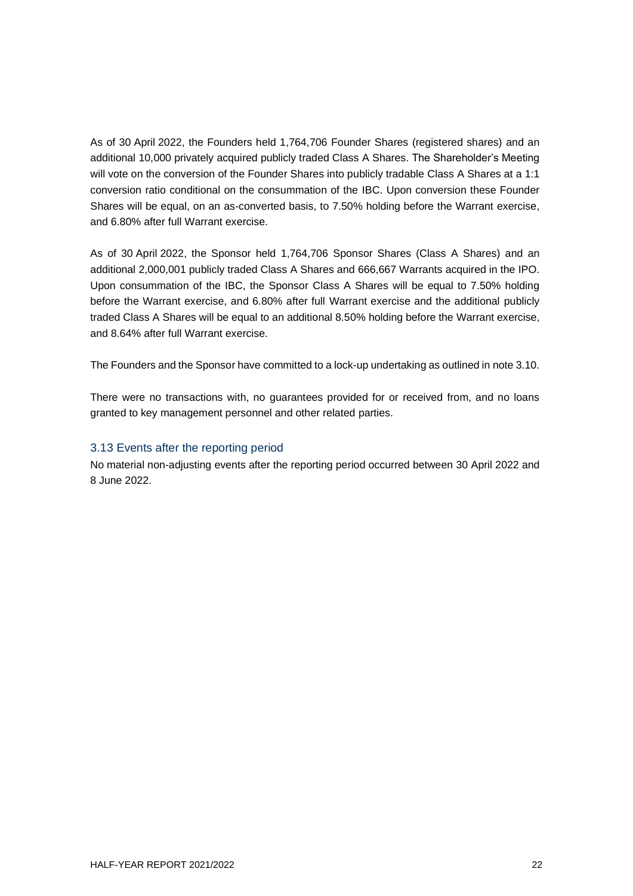As of 30 April 2022, the Founders held 1,764,706 Founder Shares (registered shares) and an additional 10,000 privately acquired publicly traded Class A Shares. The Shareholder's Meeting will vote on the conversion of the Founder Shares into publicly tradable Class A Shares at a 1:1 conversion ratio conditional on the consummation of the IBC. Upon conversion these Founder Shares will be equal, on an as-converted basis, to 7.50% holding before the Warrant exercise, and 6.80% after full Warrant exercise.

As of 30 April 2022, the Sponsor held 1,764,706 Sponsor Shares (Class A Shares) and an additional 2,000,001 publicly traded Class A Shares and 666,667 Warrants acquired in the IPO. Upon consummation of the IBC, the Sponsor Class A Shares will be equal to 7.50% holding before the Warrant exercise, and 6.80% after full Warrant exercise and the additional publicly traded Class A Shares will be equal to an additional 8.50% holding before the Warrant exercise, and 8.64% after full Warrant exercise.

The Founders and the Sponsor have committed to a lock-up undertaking as outlined in note 3.10.

There were no transactions with, no guarantees provided for or received from, and no loans granted to key management personnel and other related parties.

### 3.13 Events after the reporting period

No material non-adjusting events after the reporting period occurred between 30 April 2022 and 8 June 2022.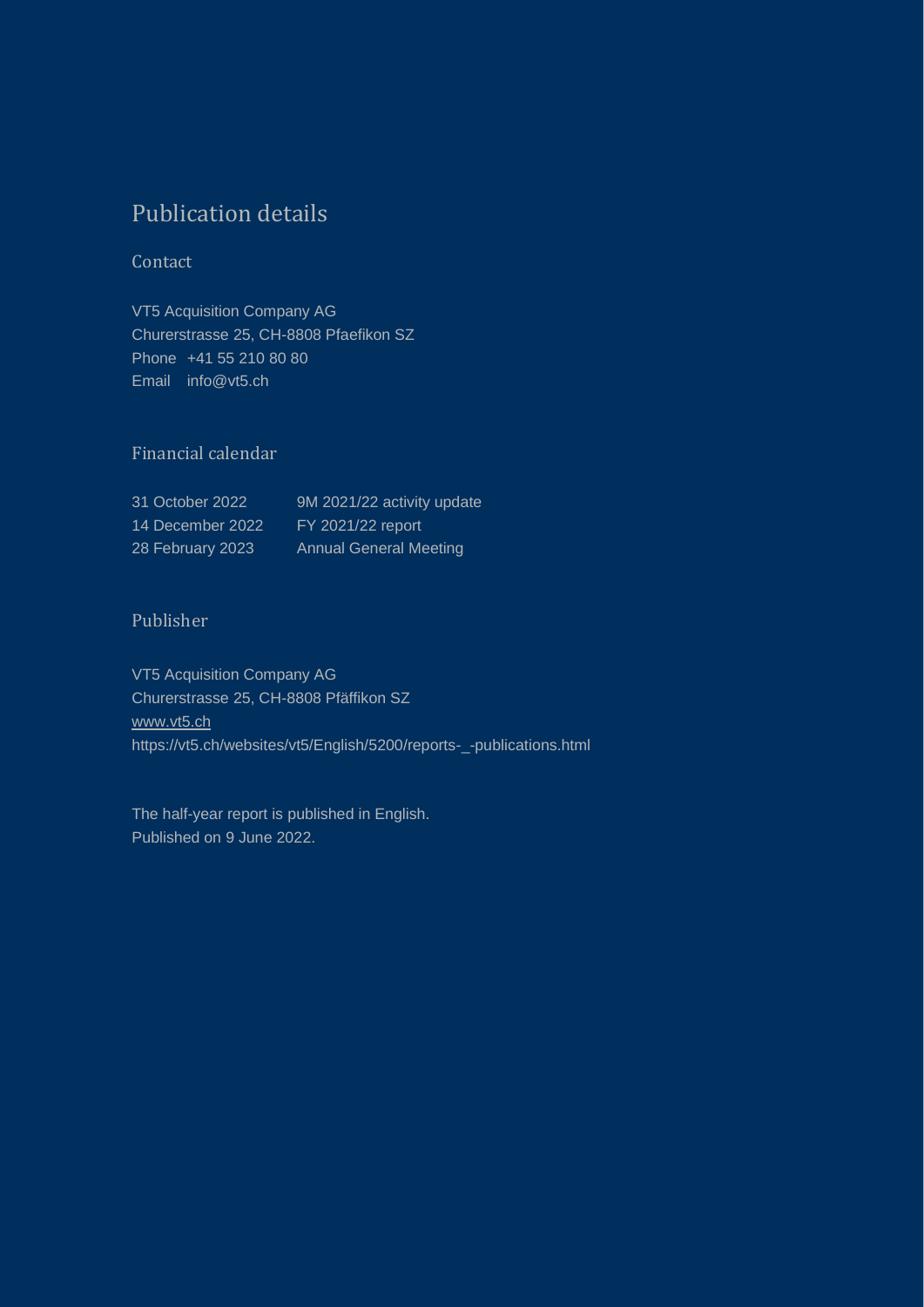# Publication details

## Contact

VT5 Acquisition Company AG
Churerstrasse 25, CH-8808 Pfaefikon SZ
Phone +41 55 210 80 80
Email info@vt5.ch

## Financial calendar

| | |
|---|---|
| 31 October 2022 | 9M 2021/22 activity update |
| 14 December 2022 | FY 2021/22 report |
| 28 February 2023 | Annual General Meeting |

## Publisher

VT5 Acquisition Company AG
Churerstrasse 25, CH-8808 Pfäffikon SZ
www.vt5.ch
https://vt5.ch/websites/vt5/English/5200/reports-_-publications.html

The half-year report is published in English.
Published on 9 June 2022.